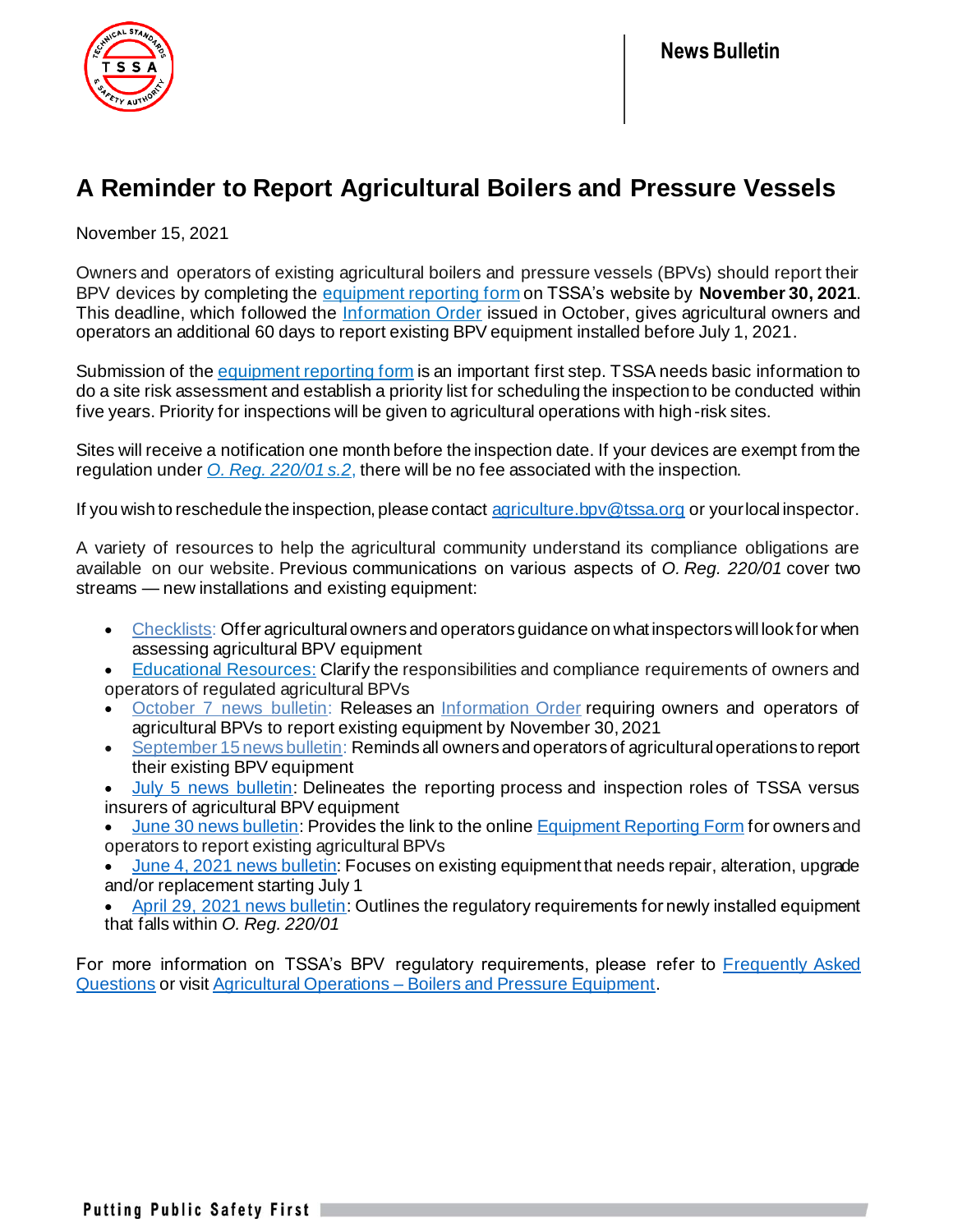News Bulletin

# A Reminder to Report Agricultural Boilers and Pressure Vessels

November 15, 2021

Owners and operators of existing agricultural boilers and pressure vessels (BPVs) should report their BPV devices by completing the equipment reporting form on TSSA's website by **November 30, 2021**. This deadline, which followed the Information Order issued in October, gives agricultural owners and operators an additional 60 days to report existing BPV equipment installed before July 1, 2021.

Submission of the equipment reporting form is an important first step. TSSA needs basic information to do a site risk assessment and establish a priority list for scheduling the inspection to be conducted within five years. Priority for inspections will be given to agricultural operations with high-risk sites.

Sites will receive a notification one month before the inspection date. If your devices are exempt from the regulation under *O. Reg. 220/01 s.2*, there will be no fee associated with the inspection.

If you wish to reschedule the inspection, please contact agriculture.bpv@tssa.org or your local inspector.

A variety of resources to help the agricultural community understand its compliance obligations are available on our website. Previous communications on various aspects of *O. Reg. 220/01* cover two streams — new installations and existing equipment:

- Checklists: Offer agricultural owners and operators guidance on what inspectors will look for when assessing agricultural BPV equipment
- Educational Resources: Clarify the responsibilities and compliance requirements of owners and operators of regulated agricultural BPVs
- October 7 news bulletin: Releases an Information Order requiring owners and operators of agricultural BPVs to report existing equipment by November 30, 2021
- September 15 news bulletin: Reminds all owners and operators of agricultural operations to report their existing BPV equipment
- July 5 news bulletin: Delineates the reporting process and inspection roles of TSSA versus insurers of agricultural BPV equipment
- June 30 news bulletin: Provides the link to the online Equipment Reporting Form for owners and operators to report existing agricultural BPVs
- June 4, 2021 news bulletin: Focuses on existing equipment that needs repair, alteration, upgrade and/or replacement starting July 1
- April 29, 2021 news bulletin: Outlines the regulatory requirements for newly installed equipment that falls within *O. Reg. 220/01*

For more information on TSSA's BPV regulatory requirements, please refer to Frequently Asked Questions or visit Agricultural Operations – Boilers and Pressure Equipment.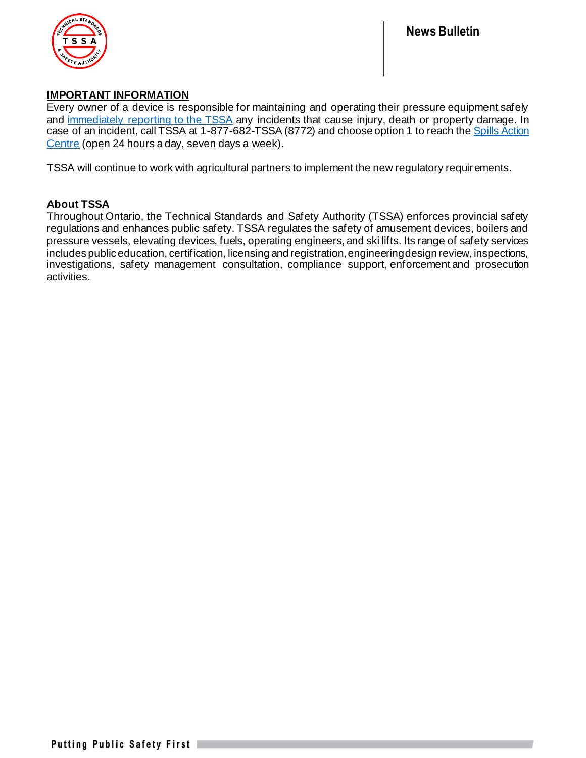**IMPORTANT INFORMATION**

Every owner of a device is responsible for maintaining and operating their pressure equipment safely and immediately reporting to the TSSA any incidents that cause injury, death or property damage. In case of an incident, call TSSA at 1-877-682-TSSA (8772) and choose option 1 to reach the Spills Action Centre (open 24 hours a day, seven days a week).

TSSA will continue to work with agricultural partners to implement the new regulatory requirements.

**About TSSA**

Throughout Ontario, the Technical Standards and Safety Authority (TSSA) enforces provincial safety regulations and enhances public safety. TSSA regulates the safety of amusement devices, boilers and pressure vessels, elevating devices, fuels, operating engineers, and ski lifts. Its range of safety services includes public education, certification, licensing and registration, engineering design review, inspections, investigations, safety management consultation, compliance support, enforcement and prosecution activities.